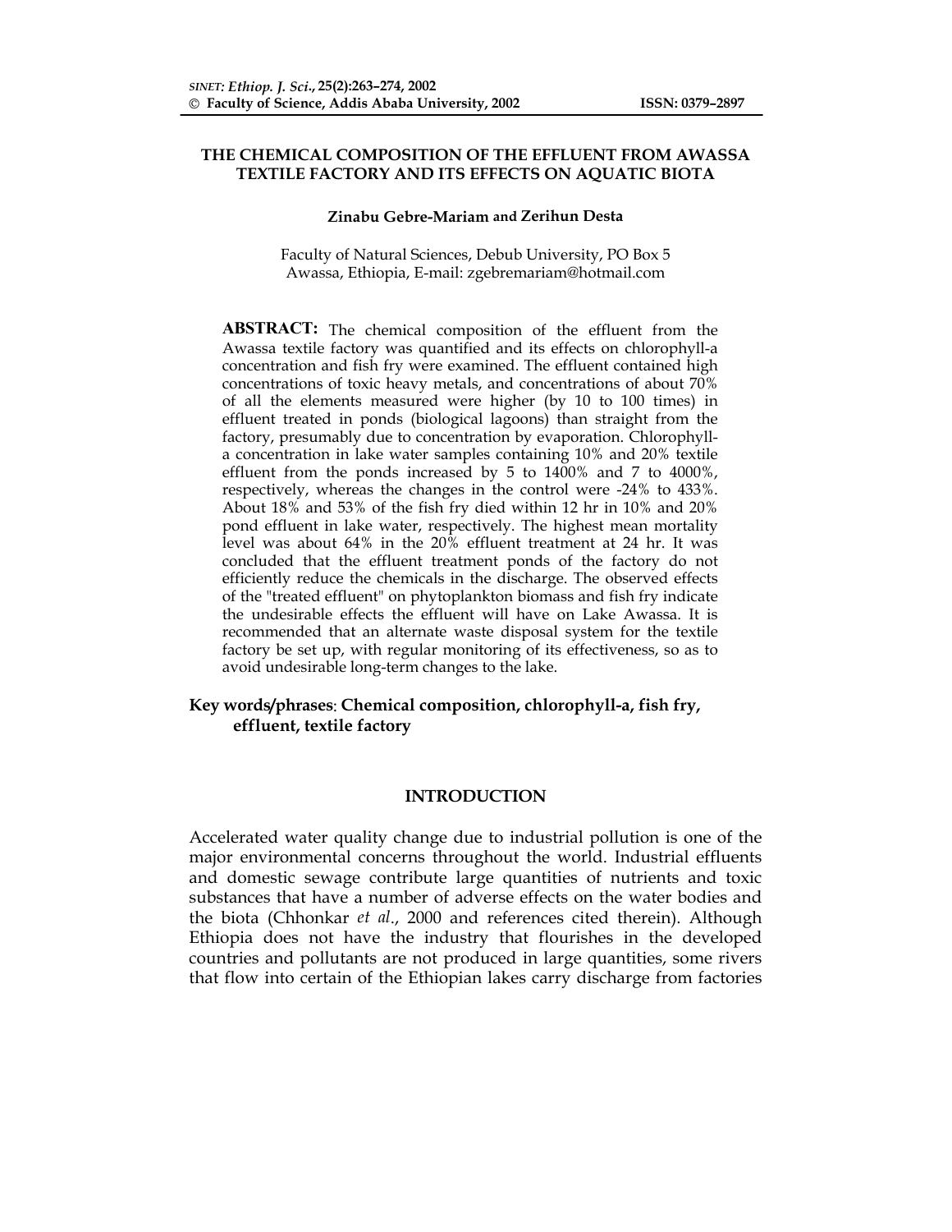# THE CHEMICAL COMPOSITION OF THE EFFLUENT FROM AWASSA TEXTILE FACTORY AND ITS EFFECTS ON AQUATIC BIOTA

**Zinabu Gebre-Mariam and Zerihun Desta**

Faculty of Natural Sciences, Debub University, PO Box 5
Awassa, Ethiopia, E-mail: zgebremariam@hotmail.com

**ABSTRACT:** The chemical composition of the effluent from the Awassa textile factory was quantified and its effects on chlorophyll-a concentration and fish fry were examined. The effluent contained high concentrations of toxic heavy metals, and concentrations of about 70% of all the elements measured were higher (by 10 to 100 times) in effluent treated in ponds (biological lagoons) than straight from the factory, presumably due to concentration by evaporation. Chlorophyll-a concentration in lake water samples containing 10% and 20% textile effluent from the ponds increased by 5 to 1400% and 7 to 4000%, respectively, whereas the changes in the control were -24% to 433%. About 18% and 53% of the fish fry died within 12 hr in 10% and 20% pond effluent in lake water, respectively. The highest mean mortality level was about 64% in the 20% effluent treatment at 24 hr. It was concluded that the effluent treatment ponds of the factory do not efficiently reduce the chemicals in the discharge. The observed effects of the "treated effluent" on phytoplankton biomass and fish fry indicate the undesirable effects the effluent will have on Lake Awassa. It is recommended that an alternate waste disposal system for the textile factory be set up, with regular monitoring of its effectiveness, so as to avoid undesirable long-term changes to the lake.

**Key words/phrases**: **Chemical composition, chlorophyll-a, fish fry, effluent, textile factory**

## INTRODUCTION

Accelerated water quality change due to industrial pollution is one of the major environmental concerns throughout the world. Industrial effluents and domestic sewage contribute large quantities of nutrients and toxic substances that have a number of adverse effects on the water bodies and the biota (Chhonkar *et al*., 2000 and references cited therein). Although Ethiopia does not have the industry that flourishes in the developed countries and pollutants are not produced in large quantities, some rivers that flow into certain of the Ethiopian lakes carry discharge from factories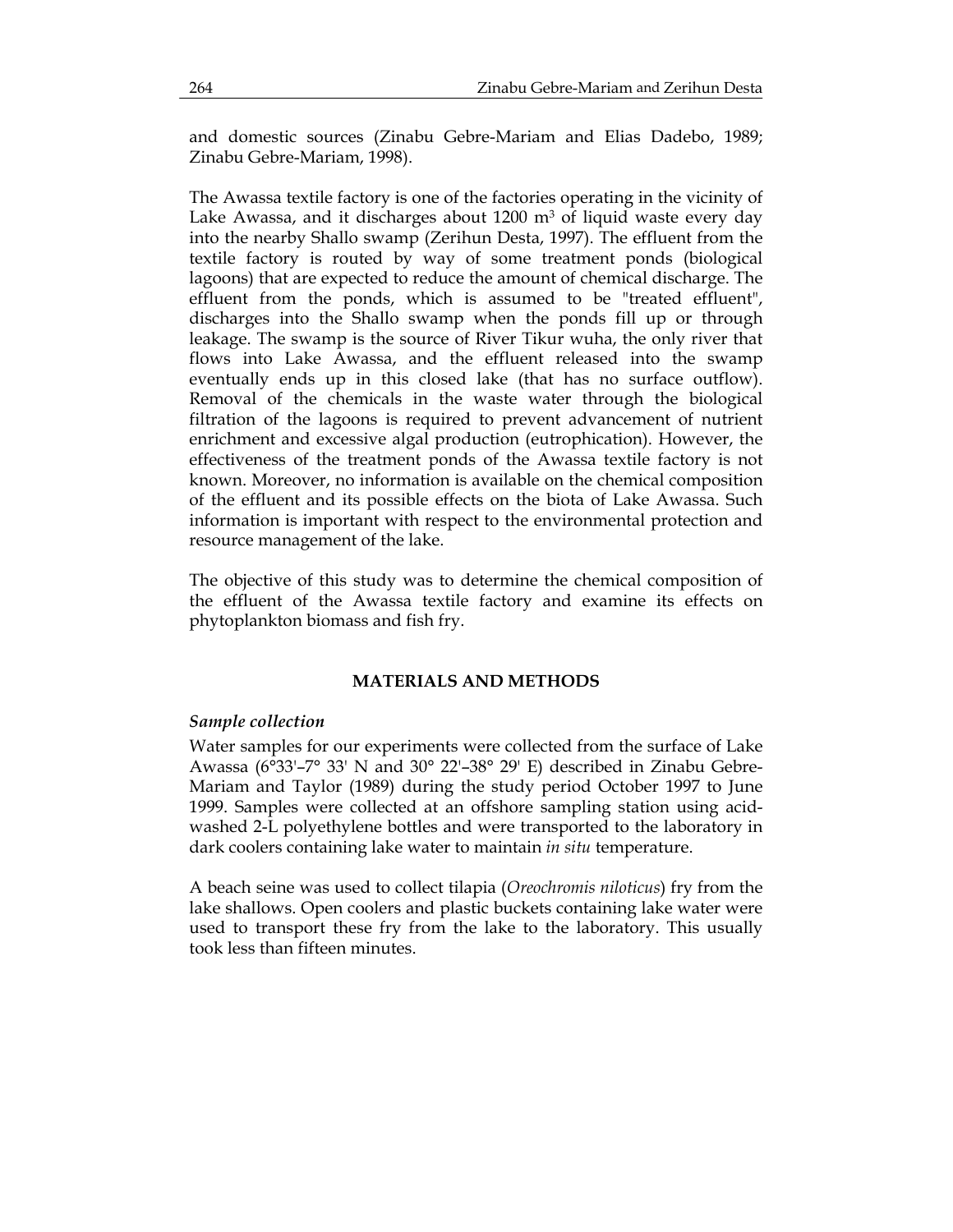and domestic sources (Zinabu Gebre-Mariam and Elias Dadebo, 1989; Zinabu Gebre-Mariam, 1998).

The Awassa textile factory is one of the factories operating in the vicinity of Lake Awassa, and it discharges about 1200 $m^3$ of liquid waste every day into the nearby Shallo swamp (Zerihun Desta, 1997). The effluent from the textile factory is routed by way of some treatment ponds (biological lagoons) that are expected to reduce the amount of chemical discharge. The effluent from the ponds, which is assumed to be "treated effluent", discharges into the Shallo swamp when the ponds fill up or through leakage. The swamp is the source of River Tikur wuha, the only river that flows into Lake Awassa, and the effluent released into the swamp eventually ends up in this closed lake (that has no surface outflow). Removal of the chemicals in the waste water through the biological filtration of the lagoons is required to prevent advancement of nutrient enrichment and excessive algal production (eutrophication). However, the effectiveness of the treatment ponds of the Awassa textile factory is not known. Moreover, no information is available on the chemical composition of the effluent and its possible effects on the biota of Lake Awassa. Such information is important with respect to the environmental protection and resource management of the lake.

The objective of this study was to determine the chemical composition of the effluent of the Awassa textile factory and examine its effects on phytoplankton biomass and fish fry.

## MATERIALS AND METHODS

### *Sample collection*

Water samples for our experiments were collected from the surface of Lake Awassa (6°33'–7° 33' N and 30° 22'–38° 29' E) described in Zinabu Gebre-Mariam and Taylor (1989) during the study period October 1997 to June 1999. Samples were collected at an offshore sampling station using acid-washed 2-L polyethylene bottles and were transported to the laboratory in dark coolers containing lake water to maintain *in situ* temperature.

A beach seine was used to collect tilapia (*Oreochromis niloticus*) fry from the lake shallows. Open coolers and plastic buckets containing lake water were used to transport these fry from the lake to the laboratory. This usually took less than fifteen minutes.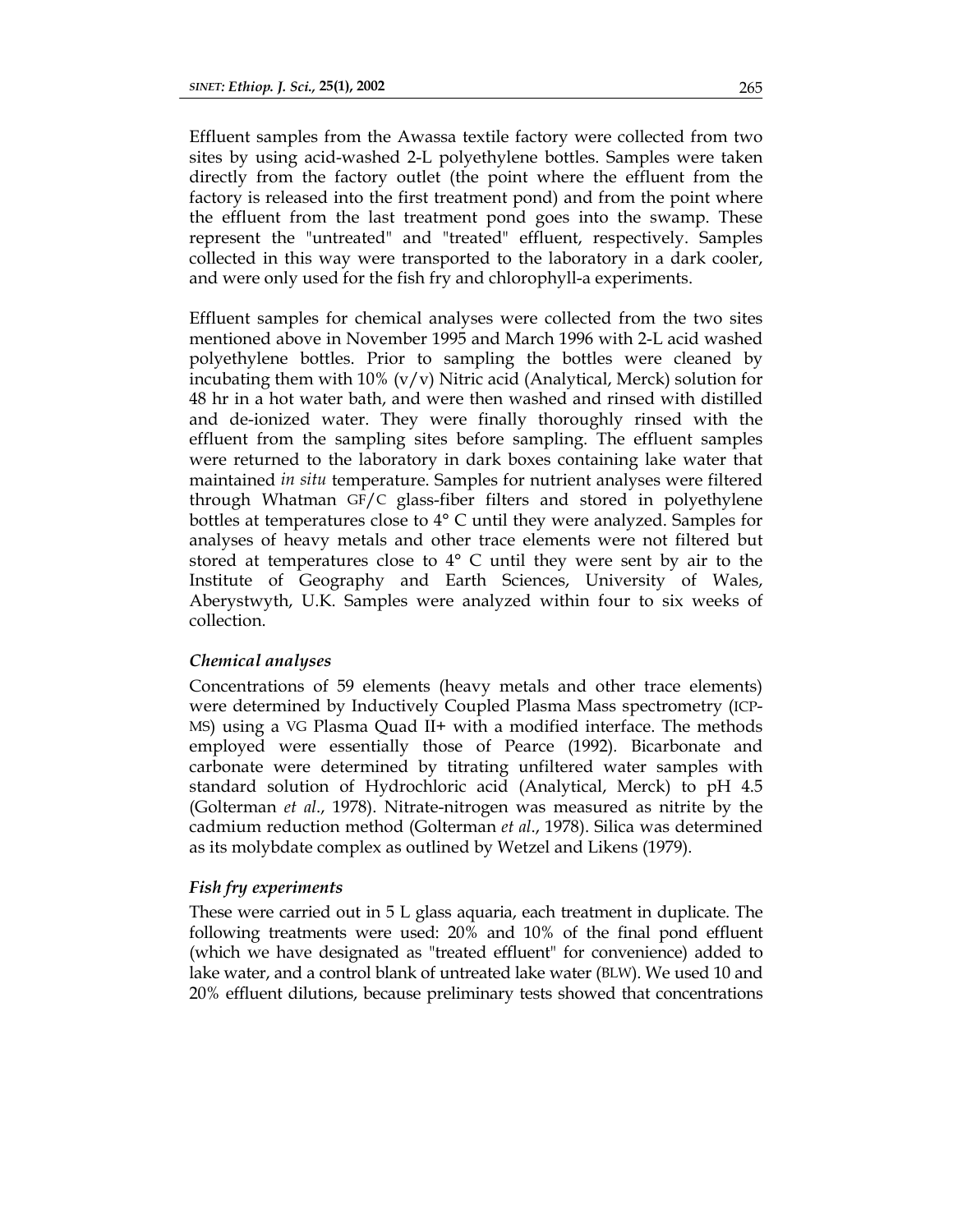Effluent samples from the Awassa textile factory were collected from two sites by using acid-washed 2-L polyethylene bottles. Samples were taken directly from the factory outlet (the point where the effluent from the factory is released into the first treatment pond) and from the point where the effluent from the last treatment pond goes into the swamp. These represent the "untreated" and "treated" effluent, respectively. Samples collected in this way were transported to the laboratory in a dark cooler, and were only used for the fish fry and chlorophyll-a experiments.

Effluent samples for chemical analyses were collected from the two sites mentioned above in November 1995 and March 1996 with 2-L acid washed polyethylene bottles. Prior to sampling the bottles were cleaned by incubating them with 10% (v/v) Nitric acid (Analytical, Merck) solution for 48 hr in a hot water bath, and were then washed and rinsed with distilled and de-ionized water. They were finally thoroughly rinsed with the effluent from the sampling sites before sampling. The effluent samples were returned to the laboratory in dark boxes containing lake water that maintained *in situ* temperature. Samples for nutrient analyses were filtered through Whatman GF/C glass-fiber filters and stored in polyethylene bottles at temperatures close to 4° C until they were analyzed. Samples for analyses of heavy metals and other trace elements were not filtered but stored at temperatures close to 4° C until they were sent by air to the Institute of Geography and Earth Sciences, University of Wales, Aberystwyth, U.K. Samples were analyzed within four to six weeks of collection.

### *Chemical analyses*

Concentrations of 59 elements (heavy metals and other trace elements) were determined by Inductively Coupled Plasma Mass spectrometry (ICP-MS) using a VG Plasma Quad II+ with a modified interface. The methods employed were essentially those of Pearce (1992). Bicarbonate and carbonate were determined by titrating unfiltered water samples with standard solution of Hydrochloric acid (Analytical, Merck) to pH 4.5 (Golterman *et al*., 1978). Nitrate-nitrogen was measured as nitrite by the cadmium reduction method (Golterman *et al*., 1978). Silica was determined as its molybdate complex as outlined by Wetzel and Likens (1979).

### *Fish fry experiments*

These were carried out in 5 L glass aquaria, each treatment in duplicate. The following treatments were used: 20% and 10% of the final pond effluent (which we have designated as "treated effluent" for convenience) added to lake water, and a control blank of untreated lake water (BLW). We used 10 and 20% effluent dilutions, because preliminary tests showed that concentrations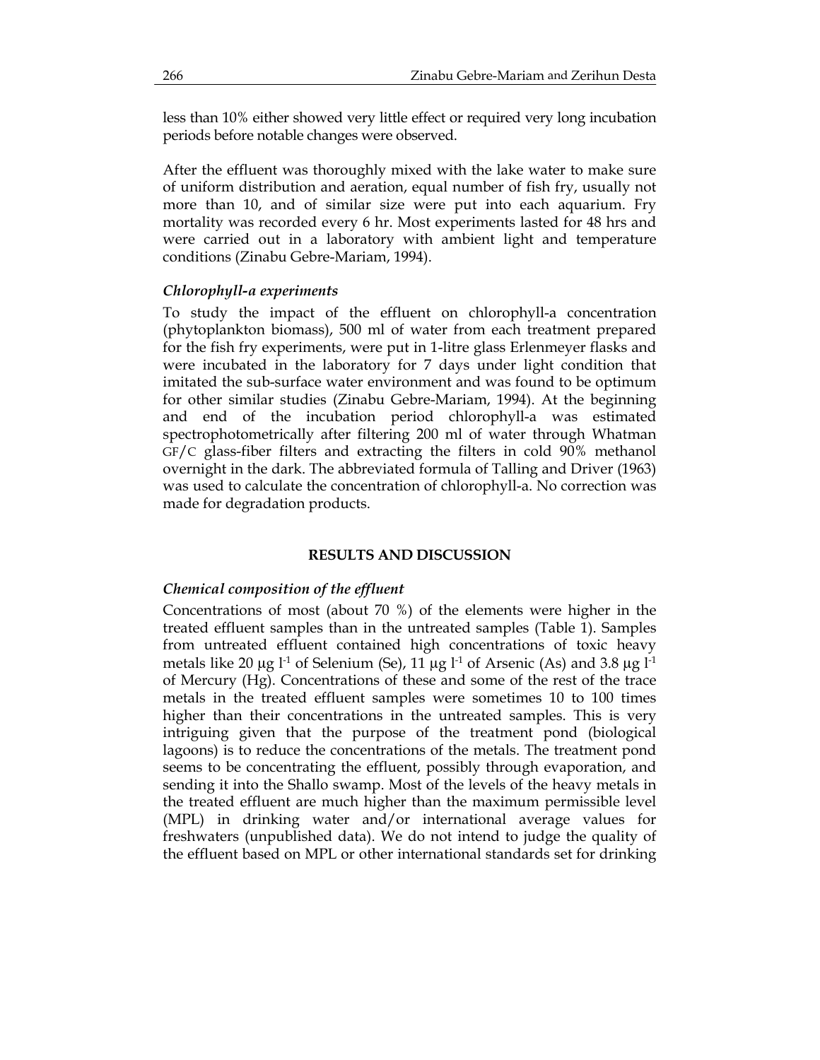less than 10% either showed very little effect or required very long incubation periods before notable changes were observed.

After the effluent was thoroughly mixed with the lake water to make sure of uniform distribution and aeration, equal number of fish fry, usually not more than 10, and of similar size were put into each aquarium. Fry mortality was recorded every 6 hr. Most experiments lasted for 48 hrs and were carried out in a laboratory with ambient light and temperature conditions (Zinabu Gebre-Mariam, 1994).

### *Chlorophyll-a experiments*

To study the impact of the effluent on chlorophyll-a concentration (phytoplankton biomass), 500 ml of water from each treatment prepared for the fish fry experiments, were put in 1-litre glass Erlenmeyer flasks and were incubated in the laboratory for 7 days under light condition that imitated the sub-surface water environment and was found to be optimum for other similar studies (Zinabu Gebre-Mariam, 1994). At the beginning and end of the incubation period chlorophyll-a was estimated spectrophotometrically after filtering 200 ml of water through Whatman GF/C glass-fiber filters and extracting the filters in cold 90% methanol overnight in the dark. The abbreviated formula of Talling and Driver (1963) was used to calculate the concentration of chlorophyll-a. No correction was made for degradation products.

## RESULTS AND DISCUSSION

### *Chemical composition of the effluent*

Concentrations of most (about 70 %) of the elements were higher in the treated effluent samples than in the untreated samples (Table 1). Samples from untreated effluent contained high concentrations of toxic heavy metals like 20 μg $l^{-1}$ of Selenium (Se), 11 μg $l^{-1}$ of Arsenic (As) and 3.8 μg $l^{-1}$ of Mercury (Hg). Concentrations of these and some of the rest of the trace metals in the treated effluent samples were sometimes 10 to 100 times higher than their concentrations in the untreated samples. This is very intriguing given that the purpose of the treatment pond (biological lagoons) is to reduce the concentrations of the metals. The treatment pond seems to be concentrating the effluent, possibly through evaporation, and sending it into the Shallo swamp. Most of the levels of the heavy metals in the treated effluent are much higher than the maximum permissible level (MPL) in drinking water and/or international average values for freshwaters (unpublished data). We do not intend to judge the quality of the effluent based on MPL or other international standards set for drinking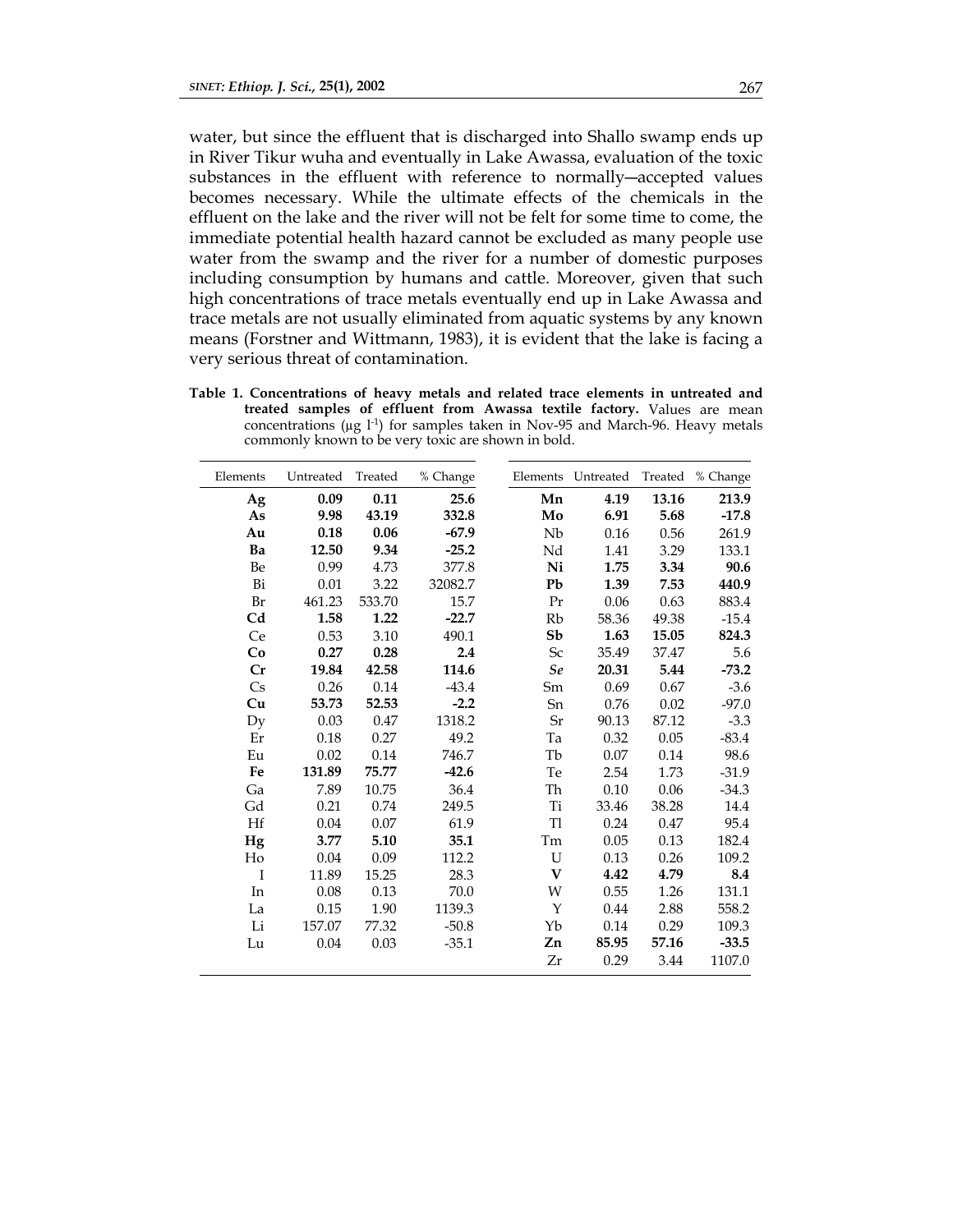water, but since the effluent that is discharged into Shallo swamp ends up in River Tikur wuha and eventually in Lake Awassa, evaluation of the toxic substances in the effluent with reference to normally—accepted values becomes necessary. While the ultimate effects of the chemicals in the effluent on the lake and the river will not be felt for some time to come, the immediate potential health hazard cannot be excluded as many people use water from the swamp and the river for a number of domestic purposes including consumption by humans and cattle. Moreover, given that such high concentrations of trace metals eventually end up in Lake Awassa and trace metals are not usually eliminated from aquatic systems by any known means (Forstner and Wittmann, 1983), it is evident that the lake is facing a very serious threat of contamination.

**Table 1. Concentrations of heavy metals and related trace elements in untreated and treated samples of effluent from Awassa textile factory.** Values are mean concentrations ($\mu g\ l^{-1}$) for samples taken in Nov-95 and March-96. Heavy metals commonly known to be very toxic are shown in bold.

| Elements | Untreated | Treated | % Change | Elements | Untreated | Treated | % Change |
|---|---|---|---|---|---|---|---|
| **Ag** | **0.09** | **0.11** | **25.6** | **Mn** | **4.19** | **13.16** | **213.9** |
| **As** | **9.98** | **43.19** | **332.8** | **Mo** | **6.91** | **5.68** | **-17.8** |
| **Au** | **0.18** | **0.06** | **-67.9** | Nb | 0.16 | 0.56 | 261.9 |
| **Ba** | **12.50** | **9.34** | **-25.2** | Nd | 1.41 | 3.29 | 133.1 |
| Be | 0.99 | 4.73 | 377.8 | **Ni** | **1.75** | **3.34** | **90.6** |
| Bi | 0.01 | 3.22 | 32082.7 | **Pb** | **1.39** | **7.53** | **440.9** |
| Br | 461.23 | 533.70 | 15.7 | Pr | 0.06 | 0.63 | 883.4 |
| **Cd** | **1.58** | **1.22** | **-22.7** | Rb | 58.36 | 49.38 | -15.4 |
| Ce | 0.53 | 3.10 | 490.1 | **Sb** | **1.63** | **15.05** | **824.3** |
| **Co** | **0.27** | **0.28** | **2.4** | Sc | 35.49 | 37.47 | 5.6 |
| **Cr** | **19.84** | **42.58** | **114.6** | ***Se*** | **20.31** | **5.44** | **-73.2** |
| Cs | 0.26 | 0.14 | -43.4 | Sm | 0.69 | 0.67 | -3.6 |
| **Cu** | **53.73** | **52.53** | **-2.2** | Sn | 0.76 | 0.02 | -97.0 |
| Dy | 0.03 | 0.47 | 1318.2 | Sr | 90.13 | 87.12 | -3.3 |
| Er | 0.18 | 0.27 | 49.2 | Ta | 0.32 | 0.05 | -83.4 |
| Eu | 0.02 | 0.14 | 746.7 | Tb | 0.07 | 0.14 | 98.6 |
| **Fe** | **131.89** | **75.77** | **-42.6** | Te | 2.54 | 1.73 | -31.9 |
| Ga | 7.89 | 10.75 | 36.4 | Th | 0.10 | 0.06 | -34.3 |
| Gd | 0.21 | 0.74 | 249.5 | Ti | 33.46 | 38.28 | 14.4 |
| Hf | 0.04 | 0.07 | 61.9 | Tl | 0.24 | 0.47 | 95.4 |
| **Hg** | **3.77** | **5.10** | **35.1** | Tm | 0.05 | 0.13 | 182.4 |
| Ho | 0.04 | 0.09 | 112.2 | U | 0.13 | 0.26 | 109.2 |
| I | 11.89 | 15.25 | 28.3 | **V** | **4.42** | **4.79** | **8.4** |
| In | 0.08 | 0.13 | 70.0 | W | 0.55 | 1.26 | 131.1 |
| La | 0.15 | 1.90 | 1139.3 | Y | 0.44 | 2.88 | 558.2 |
| Li | 157.07 | 77.32 | -50.8 | Yb | 0.14 | 0.29 | 109.3 |
| Lu | 0.04 | 0.03 | -35.1 | **Zn** | **85.95** | **57.16** | **-33.5** |
| | | | | Zr | 0.29 | 3.44 | 1107.0 |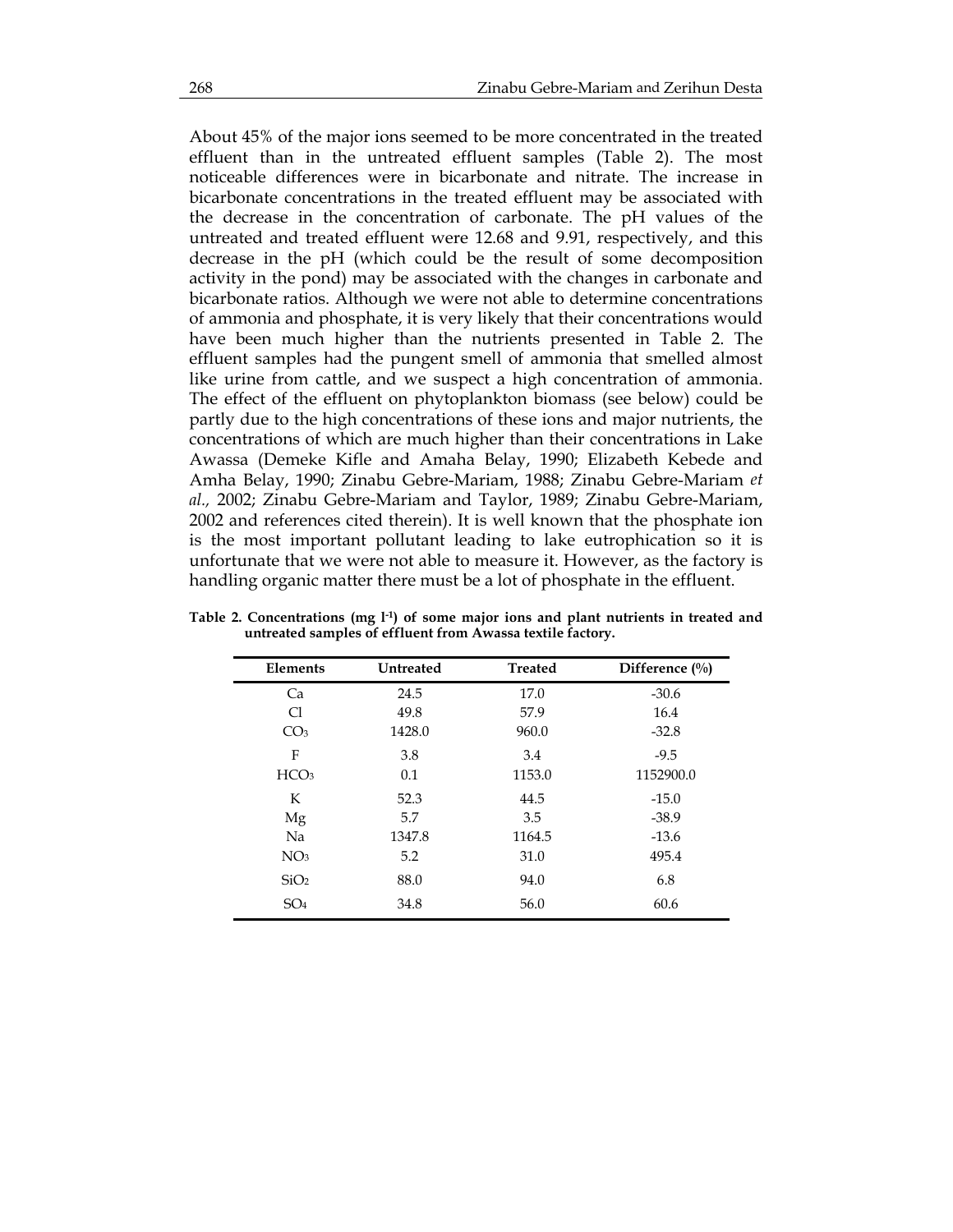About 45% of the major ions seemed to be more concentrated in the treated effluent than in the untreated effluent samples (Table 2). The most noticeable differences were in bicarbonate and nitrate. The increase in bicarbonate concentrations in the treated effluent may be associated with the decrease in the concentration of carbonate. The pH values of the untreated and treated effluent were 12.68 and 9.91, respectively, and this decrease in the pH (which could be the result of some decomposition activity in the pond) may be associated with the changes in carbonate and bicarbonate ratios. Although we were not able to determine concentrations of ammonia and phosphate, it is very likely that their concentrations would have been much higher than the nutrients presented in Table 2. The effluent samples had the pungent smell of ammonia that smelled almost like urine from cattle, and we suspect a high concentration of ammonia. The effect of the effluent on phytoplankton biomass (see below) could be partly due to the high concentrations of these ions and major nutrients, the concentrations of which are much higher than their concentrations in Lake Awassa (Demeke Kifle and Amaha Belay, 1990; Elizabeth Kebede and Amha Belay, 1990; Zinabu Gebre-Mariam, 1988; Zinabu Gebre-Mariam *et al.,* 2002; Zinabu Gebre-Mariam and Taylor, 1989; Zinabu Gebre-Mariam, 2002 and references cited therein). It is well known that the phosphate ion is the most important pollutant leading to lake eutrophication so it is unfortunate that we were not able to measure it. However, as the factory is handling organic matter there must be a lot of phosphate in the effluent.

**Table 2. Concentrations (mg $l^{-1}$) of some major ions and plant nutrients in treated and untreated samples of effluent from Awassa textile factory.**

| Elements | Untreated | Treated | Difference (%) |
|---|---|---|---|
| Ca | 24.5 | 17.0 | -30.6 |
| Cl | 49.8 | 57.9 | 16.4 |
| $CO_3$ | 1428.0 | 960.0 | -32.8 |
| F | 3.8 | 3.4 | -9.5 |
| $HCO_3$ | 0.1 | 1153.0 | 1152900.0 |
| K | 52.3 | 44.5 | -15.0 |
| Mg | 5.7 | 3.5 | -38.9 |
| Na | 1347.8 | 1164.5 | -13.6 |
| $NO_3$ | 5.2 | 31.0 | 495.4 |
| $SiO_2$ | 88.0 | 94.0 | 6.8 |
| $SO_4$ | 34.8 | 56.0 | 60.6 |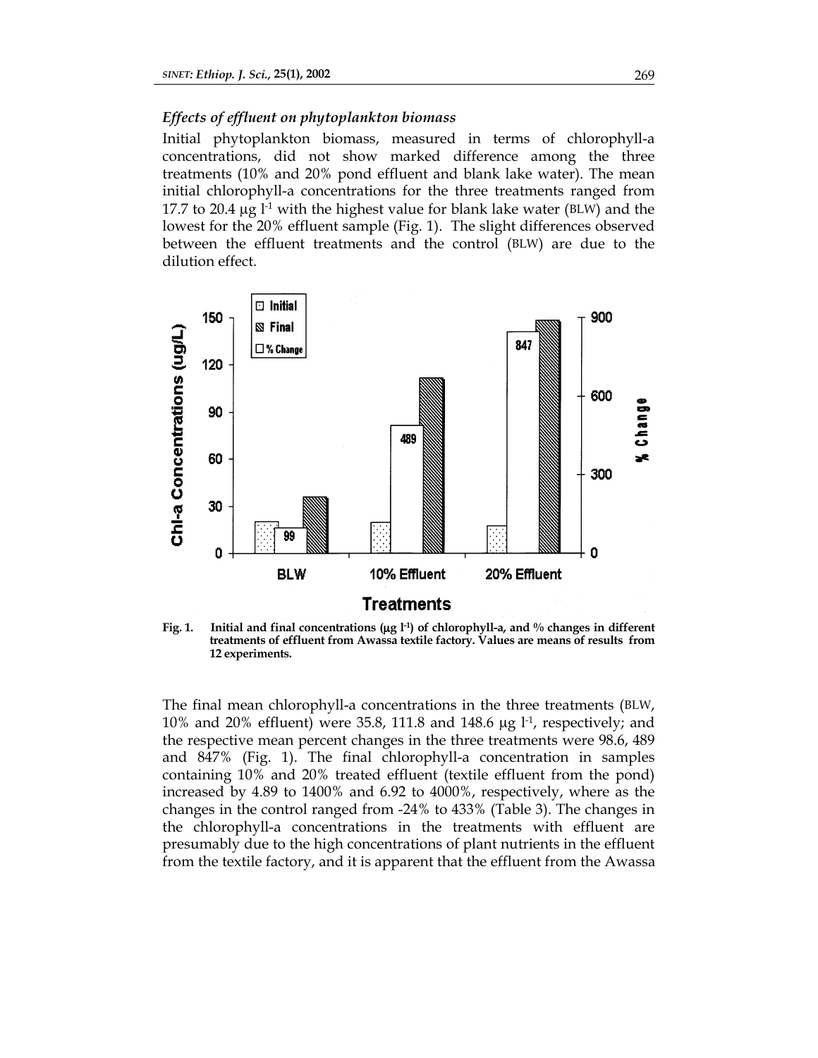### *Effects of effluent on phytoplankton biomass*

Initial phytoplankton biomass, measured in terms of chlorophyll-a concentrations, did not show marked difference among the three treatments (10% and 20% pond effluent and blank lake water). The mean initial chlorophyll-a concentrations for the three treatments ranged from 17.7 to 20.4 µg $l^{-1}$ with the highest value for blank lake water (BLW) and the lowest for the 20% effluent sample (Fig. 1). The slight differences observed between the effluent treatments and the control (BLW) are due to the dilution effect.

**Fig. 1. Initial and final concentrations (µg $l^{-1}$) of chlorophyll-a, and % changes in different treatments of effluent from Awassa textile factory. Values are means of results from 12 experiments.**

The final mean chlorophyll-a concentrations in the three treatments (BLW, 10% and 20% effluent) were 35.8, 111.8 and 148.6 µg $l^{-1}$, respectively; and the respective mean percent changes in the three treatments were 98.6, 489 and 847% (Fig. 1). The final chlorophyll-a concentration in samples containing 10% and 20% treated effluent (textile effluent from the pond) increased by 4.89 to 1400% and 6.92 to 4000%, respectively, where as the changes in the control ranged from -24% to 433% (Table 3). The changes in the chlorophyll-a concentrations in the treatments with effluent are presumably due to the high concentrations of plant nutrients in the effluent from the textile factory, and it is apparent that the effluent from the Awassa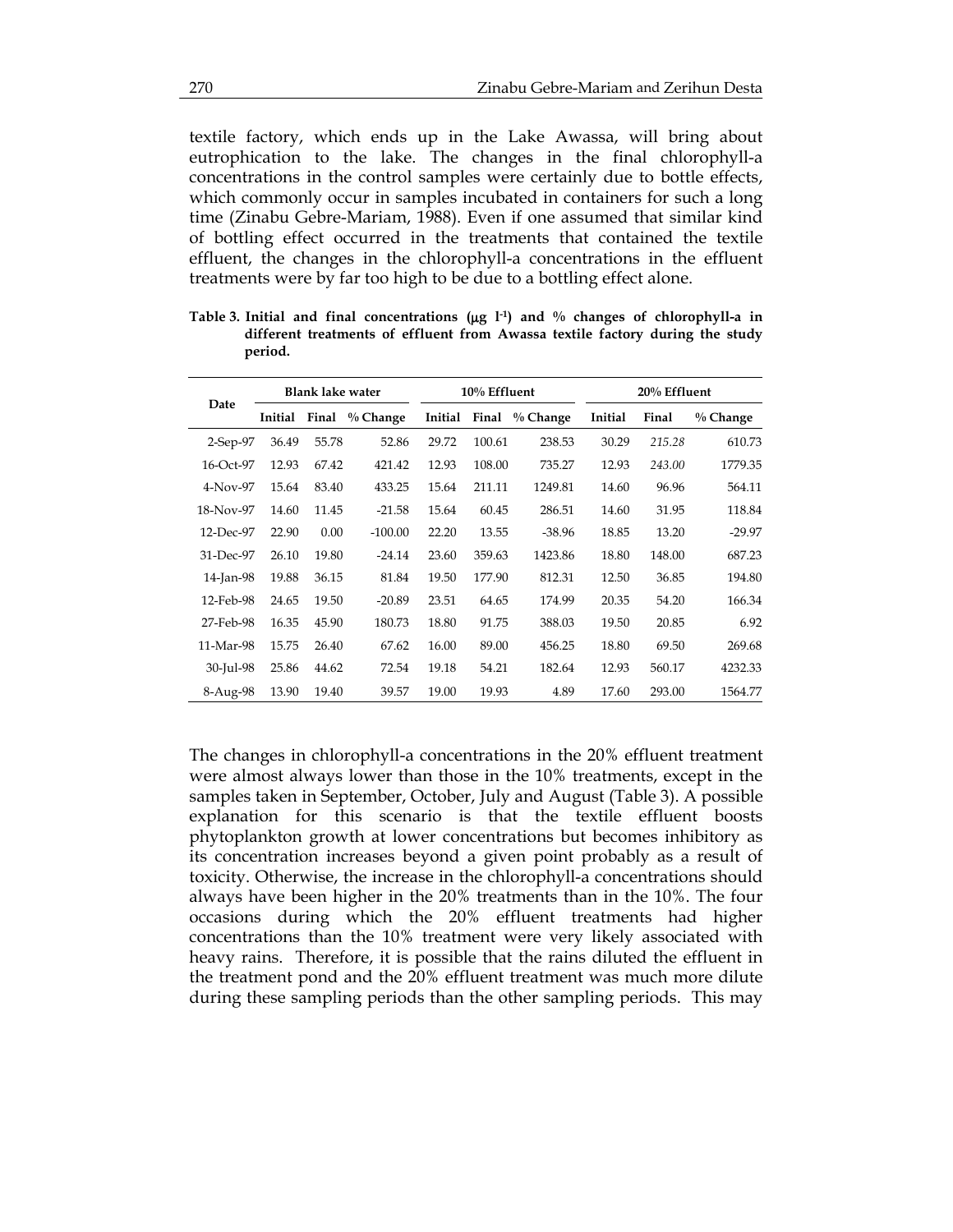textile factory, which ends up in the Lake Awassa, will bring about eutrophication to the lake. The changes in the final chlorophyll-a concentrations in the control samples were certainly due to bottle effects, which commonly occur in samples incubated in containers for such a long time (Zinabu Gebre-Mariam, 1988). Even if one assumed that similar kind of bottling effect occurred in the treatments that contained the textile effluent, the changes in the chlorophyll-a concentrations in the effluent treatments were by far too high to be due to a bottling effect alone.

**Table 3. Initial and final concentrations (μg l$^{-1}$) and % changes of chlorophyll-a in different treatments of effluent from Awassa textile factory during the study period.**

| Date | Blank lake water | | | 10% Effluent | | | 20% Effluent | | |
|---|---|---|---|---|---|---|---|---|---|
| | Initial | Final | % Change | Initial | Final | % Change | Initial | Final | % Change |
| 2-Sep-97 | 36.49 | 55.78 | 52.86 | 29.72 | 100.61 | 238.53 | 30.29 | *215.28* | 610.73 |
| 16-Oct-97 | 12.93 | 67.42 | 421.42 | 12.93 | 108.00 | 735.27 | 12.93 | *243.00* | 1779.35 |
| 4-Nov-97 | 15.64 | 83.40 | 433.25 | 15.64 | 211.11 | 1249.81 | 14.60 | 96.96 | 564.11 |
| 18-Nov-97 | 14.60 | 11.45 | -21.58 | 15.64 | 60.45 | 286.51 | 14.60 | 31.95 | 118.84 |
| 12-Dec-97 | 22.90 | 0.00 | -100.00 | 22.20 | 13.55 | -38.96 | 18.85 | 13.20 | -29.97 |
| 31-Dec-97 | 26.10 | 19.80 | -24.14 | 23.60 | 359.63 | 1423.86 | 18.80 | 148.00 | 687.23 |
| 14-Jan-98 | 19.88 | 36.15 | 81.84 | 19.50 | 177.90 | 812.31 | 12.50 | 36.85 | 194.80 |
| 12-Feb-98 | 24.65 | 19.50 | -20.89 | 23.51 | 64.65 | 174.99 | 20.35 | 54.20 | 166.34 |
| 27-Feb-98 | 16.35 | 45.90 | 180.73 | 18.80 | 91.75 | 388.03 | 19.50 | 20.85 | 6.92 |
| 11-Mar-98 | 15.75 | 26.40 | 67.62 | 16.00 | 89.00 | 456.25 | 18.80 | 69.50 | 269.68 |
| 30-Jul-98 | 25.86 | 44.62 | 72.54 | 19.18 | 54.21 | 182.64 | 12.93 | 560.17 | 4232.33 |
| 8-Aug-98 | 13.90 | 19.40 | 39.57 | 19.00 | 19.93 | 4.89 | 17.60 | 293.00 | 1564.77 |

The changes in chlorophyll-a concentrations in the 20% effluent treatment were almost always lower than those in the 10% treatments, except in the samples taken in September, October, July and August (Table 3). A possible explanation for this scenario is that the textile effluent boosts phytoplankton growth at lower concentrations but becomes inhibitory as its concentration increases beyond a given point probably as a result of toxicity. Otherwise, the increase in the chlorophyll-a concentrations should always have been higher in the 20% treatments than in the 10%. The four occasions during which the 20% effluent treatments had higher concentrations than the 10% treatment were very likely associated with heavy rains. Therefore, it is possible that the rains diluted the effluent in the treatment pond and the 20% effluent treatment was much more dilute during these sampling periods than the other sampling periods. This may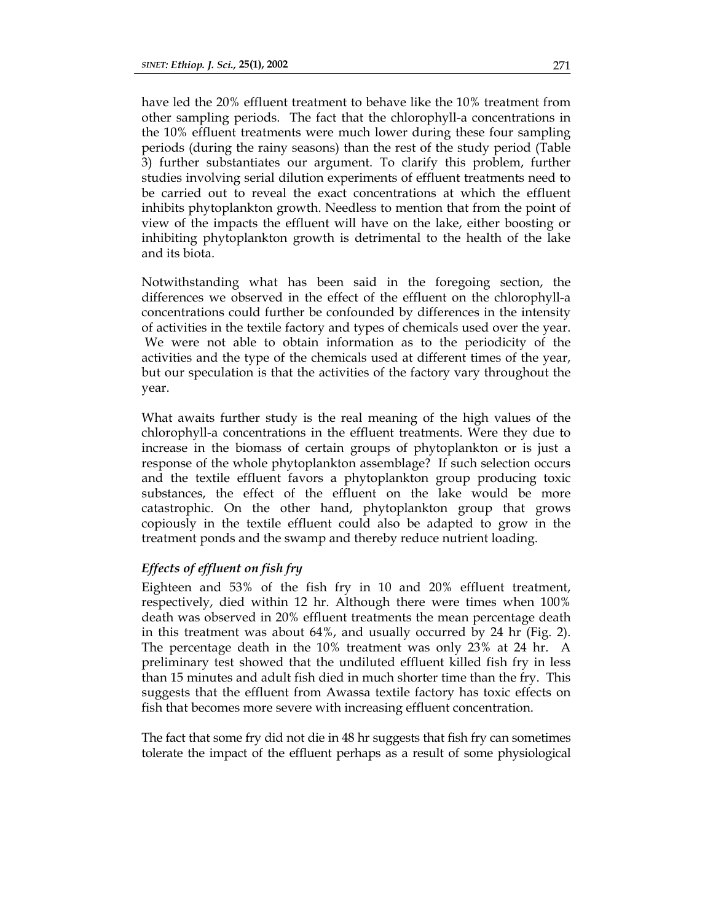have led the 20% effluent treatment to behave like the 10% treatment from other sampling periods. The fact that the chlorophyll-a concentrations in the 10% effluent treatments were much lower during these four sampling periods (during the rainy seasons) than the rest of the study period (Table 3) further substantiates our argument. To clarify this problem, further studies involving serial dilution experiments of effluent treatments need to be carried out to reveal the exact concentrations at which the effluent inhibits phytoplankton growth. Needless to mention that from the point of view of the impacts the effluent will have on the lake, either boosting or inhibiting phytoplankton growth is detrimental to the health of the lake and its biota.

Notwithstanding what has been said in the foregoing section, the differences we observed in the effect of the effluent on the chlorophyll-a concentrations could further be confounded by differences in the intensity of activities in the textile factory and types of chemicals used over the year. We were not able to obtain information as to the periodicity of the activities and the type of the chemicals used at different times of the year, but our speculation is that the activities of the factory vary throughout the year.

What awaits further study is the real meaning of the high values of the chlorophyll-a concentrations in the effluent treatments. Were they due to increase in the biomass of certain groups of phytoplankton or is just a response of the whole phytoplankton assemblage? If such selection occurs and the textile effluent favors a phytoplankton group producing toxic substances, the effect of the effluent on the lake would be more catastrophic. On the other hand, phytoplankton group that grows copiously in the textile effluent could also be adapted to grow in the treatment ponds and the swamp and thereby reduce nutrient loading.

### *Effects of effluent on fish fry*

Eighteen and 53% of the fish fry in 10 and 20% effluent treatment, respectively, died within 12 hr. Although there were times when 100% death was observed in 20% effluent treatments the mean percentage death in this treatment was about 64%, and usually occurred by 24 hr (Fig. 2). The percentage death in the 10% treatment was only 23% at 24 hr. A preliminary test showed that the undiluted effluent killed fish fry in less than 15 minutes and adult fish died in much shorter time than the fry. This suggests that the effluent from Awassa textile factory has toxic effects on fish that becomes more severe with increasing effluent concentration.

The fact that some fry did not die in 48 hr suggests that fish fry can sometimes tolerate the impact of the effluent perhaps as a result of some physiological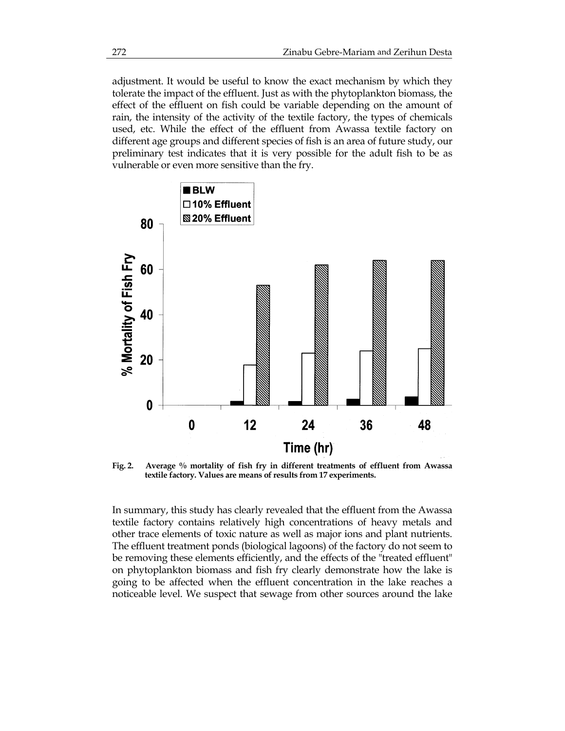adjustment. It would be useful to know the exact mechanism by which they tolerate the impact of the effluent. Just as with the phytoplankton biomass, the effect of the effluent on fish could be variable depending on the amount of rain, the intensity of the activity of the textile factory, the types of chemicals used, etc. While the effect of the effluent from Awassa textile factory on different age groups and different species of fish is an area of future study, our preliminary test indicates that it is very possible for the adult fish to be as vulnerable or even more sensitive than the fry.

**Fig. 2. Average % mortality of fish fry in different treatments of effluent from Awassa textile factory. Values are means of results from 17 experiments.**

In summary, this study has clearly revealed that the effluent from the Awassa textile factory contains relatively high concentrations of heavy metals and other trace elements of toxic nature as well as major ions and plant nutrients. The effluent treatment ponds (biological lagoons) of the factory do not seem to be removing these elements efficiently, and the effects of the "treated effluent" on phytoplankton biomass and fish fry clearly demonstrate how the lake is going to be affected when the effluent concentration in the lake reaches a noticeable level. We suspect that sewage from other sources around the lake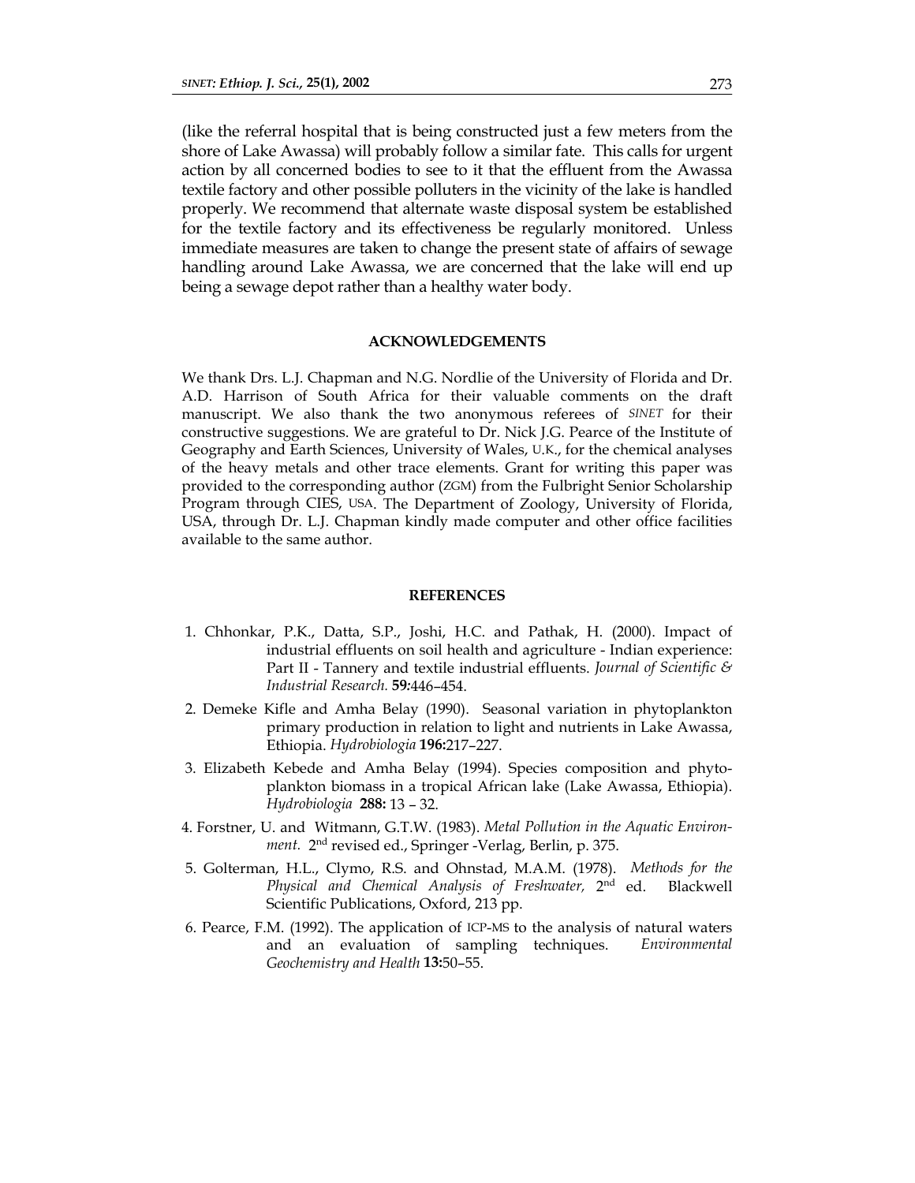(like the referral hospital that is being constructed just a few meters from the shore of Lake Awassa) will probably follow a similar fate. This calls for urgent action by all concerned bodies to see to it that the effluent from the Awassa textile factory and other possible polluters in the vicinity of the lake is handled properly. We recommend that alternate waste disposal system be established for the textile factory and its effectiveness be regularly monitored. Unless immediate measures are taken to change the present state of affairs of sewage handling around Lake Awassa, we are concerned that the lake will end up being a sewage depot rather than a healthy water body.

## ACKNOWLEDGEMENTS

We thank Drs. L.J. Chapman and N.G. Nordlie of the University of Florida and Dr. A.D. Harrison of South Africa for their valuable comments on the draft manuscript. We also thank the two anonymous referees of *SINET* for their constructive suggestions. We are grateful to Dr. Nick J.G. Pearce of the Institute of Geography and Earth Sciences, University of Wales, U.K., for the chemical analyses of the heavy metals and other trace elements. Grant for writing this paper was provided to the corresponding author (ZGM) from the Fulbright Senior Scholarship Program through CIES, USA. The Department of Zoology, University of Florida, USA, through Dr. L.J. Chapman kindly made computer and other office facilities available to the same author.

## REFERENCES

1. Chhonkar, P.K., Datta, S.P., Joshi, H.C. and Pathak, H. (2000). Impact of industrial effluents on soil health and agriculture - Indian experience: Part II - Tannery and textile industrial effluents. *Journal of Scientific & Industrial Research.* **59:**446–454.
2. Demeke Kifle and Amha Belay (1990). Seasonal variation in phytoplankton primary production in relation to light and nutrients in Lake Awassa, Ethiopia. *Hydrobiologia* **196:**217–227.
3. Elizabeth Kebede and Amha Belay (1994). Species composition and phytoplankton biomass in a tropical African lake (Lake Awassa, Ethiopia). *Hydrobiologia* **288:** 13 – 32.
4. Forstner, U. and Witmann, G.T.W. (1983). *Metal Pollution in the Aquatic Environment.* 2nd revised ed., Springer -Verlag, Berlin, p. 375.
5. Golterman, H.L., Clymo, R.S. and Ohnstad, M.A.M. (1978). *Methods for the Physical and Chemical Analysis of Freshwater,* 2nd ed. Blackwell Scientific Publications, Oxford, 213 pp.
6. Pearce, F.M. (1992). The application of ICP-MS to the analysis of natural waters and an evaluation of sampling techniques. *Environmental Geochemistry and Health* **13:**50–55.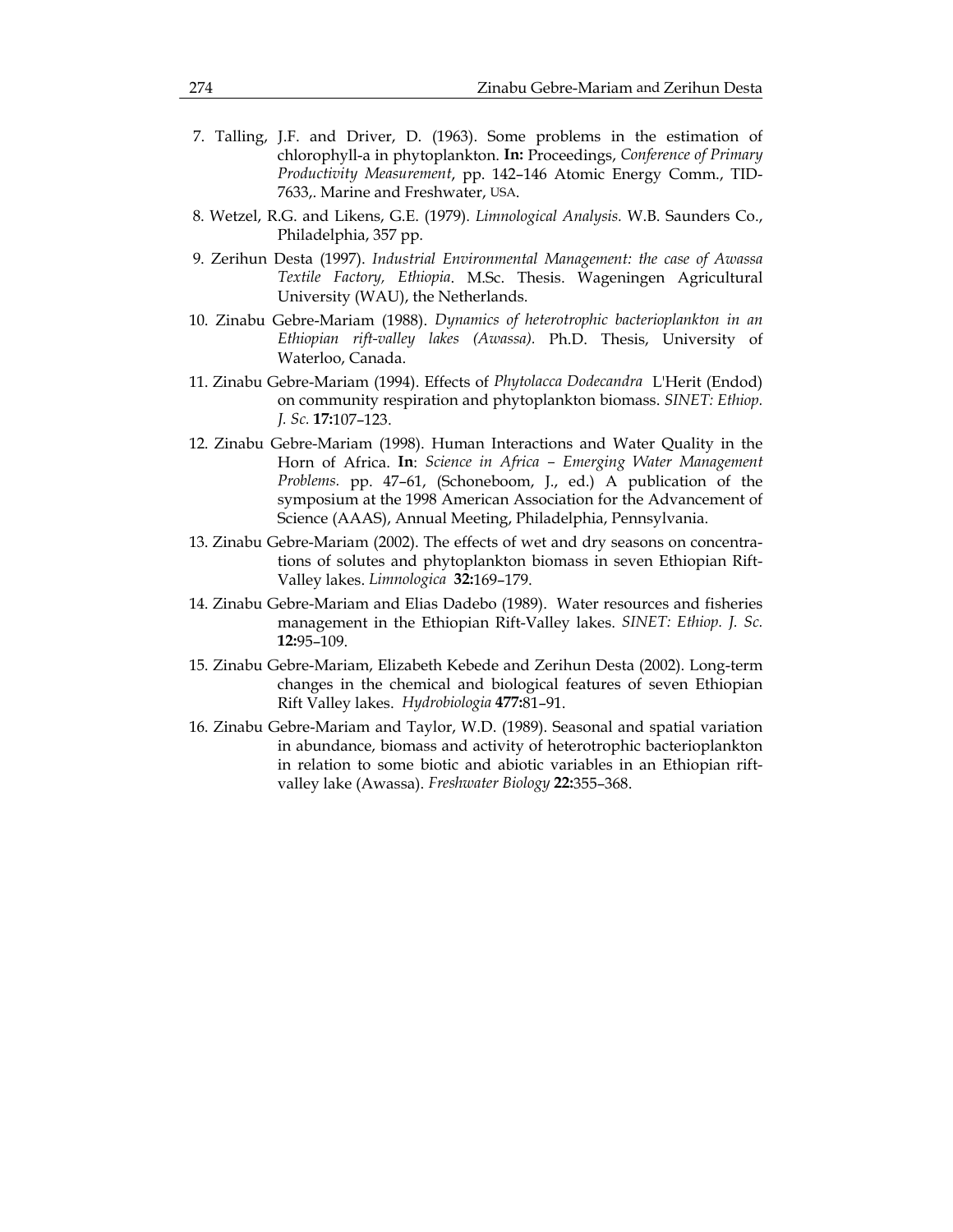7. Talling, J.F. and Driver, D. (1963). Some problems in the estimation of chlorophyll-a in phytoplankton. **In:** Proceedings, *Conference of Primary Productivity Measurement*, pp. 142–146 Atomic Energy Comm., TID-7633,. Marine and Freshwater, USA.

8. Wetzel, R.G. and Likens, G.E. (1979). *Limnological Analysis.* W.B. Saunders Co., Philadelphia, 357 pp.

9. Zerihun Desta (1997). *Industrial Environmental Management: the case of Awassa Textile Factory, Ethiopia*. M.Sc. Thesis. Wageningen Agricultural University (WAU), the Netherlands.

10. Zinabu Gebre-Mariam (1988). *Dynamics of heterotrophic bacterioplankton in an Ethiopian rift-valley lakes (Awassa)*. Ph.D. Thesis, University of Waterloo, Canada.

11. Zinabu Gebre-Mariam (1994). Effects of *Phytolacca Dodecandra* L'Herit (Endod) on community respiration and phytoplankton biomass. *SINET: Ethiop. J. Sc.* **17:**107–123.

12. Zinabu Gebre-Mariam (1998). Human Interactions and Water Quality in the Horn of Africa. **In**: *Science in Africa – Emerging Water Management Problems.* pp. 47–61, (Schoneboom, J., ed.) A publication of the symposium at the 1998 American Association for the Advancement of Science (AAAS), Annual Meeting, Philadelphia, Pennsylvania.

13. Zinabu Gebre-Mariam (2002). The effects of wet and dry seasons on concentrations of solutes and phytoplankton biomass in seven Ethiopian Rift-Valley lakes. *Limnologica* **32:**169–179.

14. Zinabu Gebre-Mariam and Elias Dadebo (1989). Water resources and fisheries management in the Ethiopian Rift-Valley lakes. *SINET: Ethiop. J. Sc.* **12:**95–109.

15. Zinabu Gebre-Mariam, Elizabeth Kebede and Zerihun Desta (2002). Long-term changes in the chemical and biological features of seven Ethiopian Rift Valley lakes. *Hydrobiologia* **477:**81–91.

16. Zinabu Gebre-Mariam and Taylor, W.D. (1989). Seasonal and spatial variation in abundance, biomass and activity of heterotrophic bacterioplankton in relation to some biotic and abiotic variables in an Ethiopian rift-valley lake (Awassa). *Freshwater Biology* **22:**355–368.